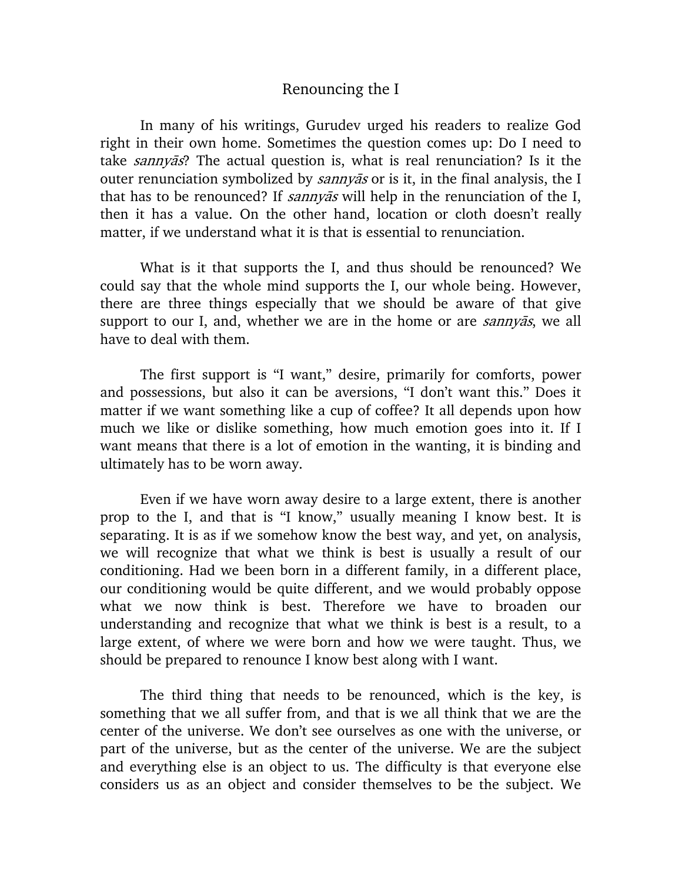# Renouncing the I

In many of his writings, Gurudev urged his readers to realize God right in their own home. Sometimes the question comes up: Do I need to take *sannyās*? The actual question is, what is real renunciation? Is it the outer renunciation symbolized by *sannyās* or is it, in the final analysis, the I that has to be renounced? If *sannyās* will help in the renunciation of the I, then it has a value. On the other hand, location or cloth doesn't really matter, if we understand what it is that is essential to renunciation.

What is it that supports the I, and thus should be renounced? We could say that the whole mind supports the I, our whole being. However, there are three things especially that we should be aware of that give support to our I, and, whether we are in the home or are *sannyās*, we all have to deal with them.

The first support is "I want," desire, primarily for comforts, power and possessions, but also it can be aversions, "I don't want this." Does it matter if we want something like a cup of coffee? It all depends upon how much we like or dislike something, how much emotion goes into it. If I want means that there is a lot of emotion in the wanting, it is binding and ultimately has to be worn away.

Even if we have worn away desire to a large extent, there is another prop to the I, and that is "I know," usually meaning I know best. It is separating. It is as if we somehow know the best way, and yet, on analysis, we will recognize that what we think is best is usually a result of our conditioning. Had we been born in a different family, in a different place, our conditioning would be quite different, and we would probably oppose what we now think is best. Therefore we have to broaden our understanding and recognize that what we think is best is a result, to a large extent, of where we were born and how we were taught. Thus, we should be prepared to renounce I know best along with I want.

The third thing that needs to be renounced, which is the key, is something that we all suffer from, and that is we all think that we are the center of the universe. We don't see ourselves as one with the universe, or part of the universe, but as the center of the universe. We are the subject and everything else is an object to us. The difficulty is that everyone else considers us as an object and consider themselves to be the subject. We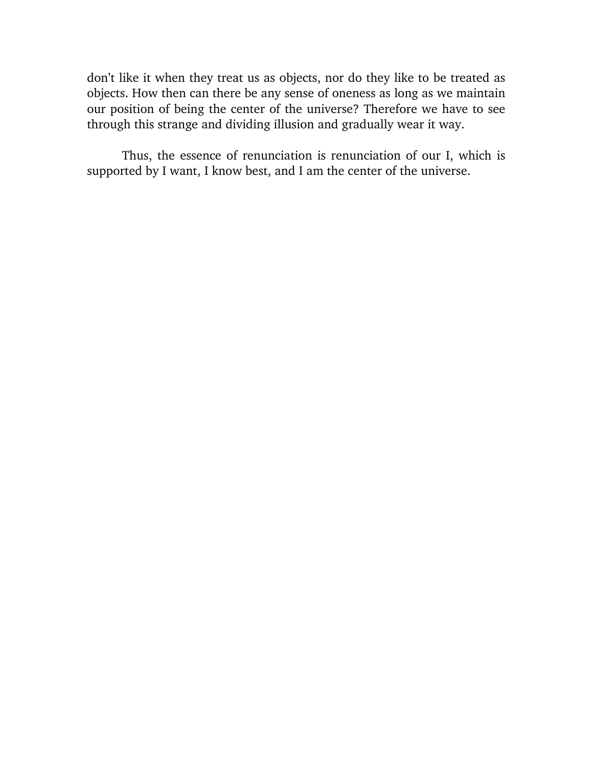don't like it when they treat us as objects, nor do they like to be treated as objects. How then can there be any sense of oneness as long as we maintain our position of being the center of the universe? Therefore we have to see through this strange and dividing illusion and gradually wear it way.

Thus, the essence of renunciation is renunciation of our I, which is supported by I want, I know best, and I am the center of the universe.